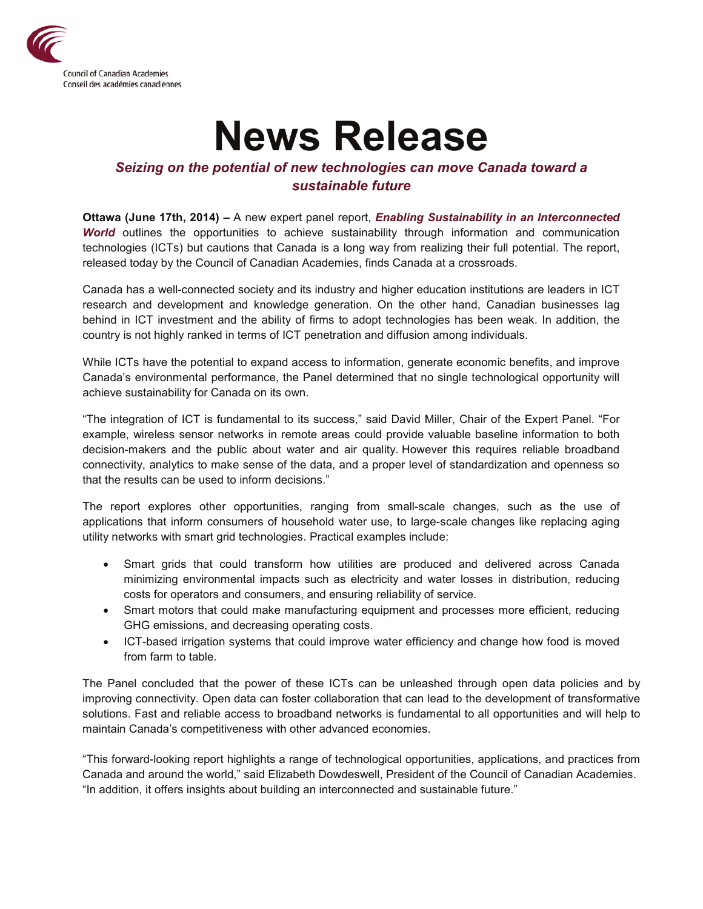Council of Canadian Academies
Conseil des académies canadiennes

# News Release

## *Seizing on the potential of new technologies can move Canada toward a sustainable future*

**Ottawa (June 17th, 2014) –** A new expert panel report, ***Enabling Sustainability in an Interconnected World*** outlines the opportunities to achieve sustainability through information and communication technologies (ICTs) but cautions that Canada is a long way from realizing their full potential. The report, released today by the Council of Canadian Academies, finds Canada at a crossroads.

Canada has a well-connected society and its industry and higher education institutions are leaders in ICT research and development and knowledge generation. On the other hand, Canadian businesses lag behind in ICT investment and the ability of firms to adopt technologies has been weak. In addition, the country is not highly ranked in terms of ICT penetration and diffusion among individuals.

While ICTs have the potential to expand access to information, generate economic benefits, and improve Canada's environmental performance, the Panel determined that no single technological opportunity will achieve sustainability for Canada on its own.

"The integration of ICT is fundamental to its success," said David Miller, Chair of the Expert Panel. "For example, wireless sensor networks in remote areas could provide valuable baseline information to both decision-makers and the public about water and air quality. However this requires reliable broadband connectivity, analytics to make sense of the data, and a proper level of standardization and openness so that the results can be used to inform decisions."

The report explores other opportunities, ranging from small-scale changes, such as the use of applications that inform consumers of household water use, to large-scale changes like replacing aging utility networks with smart grid technologies. Practical examples include:

- Smart grids that could transform how utilities are produced and delivered across Canada minimizing environmental impacts such as electricity and water losses in distribution, reducing costs for operators and consumers, and ensuring reliability of service.
- Smart motors that could make manufacturing equipment and processes more efficient, reducing GHG emissions, and decreasing operating costs.
- ICT-based irrigation systems that could improve water efficiency and change how food is moved from farm to table.

The Panel concluded that the power of these ICTs can be unleashed through open data policies and by improving connectivity. Open data can foster collaboration that can lead to the development of transformative solutions. Fast and reliable access to broadband networks is fundamental to all opportunities and will help to maintain Canada's competitiveness with other advanced economies.

"This forward-looking report highlights a range of technological opportunities, applications, and practices from Canada and around the world," said Elizabeth Dowdeswell, President of the Council of Canadian Academies. "In addition, it offers insights about building an interconnected and sustainable future."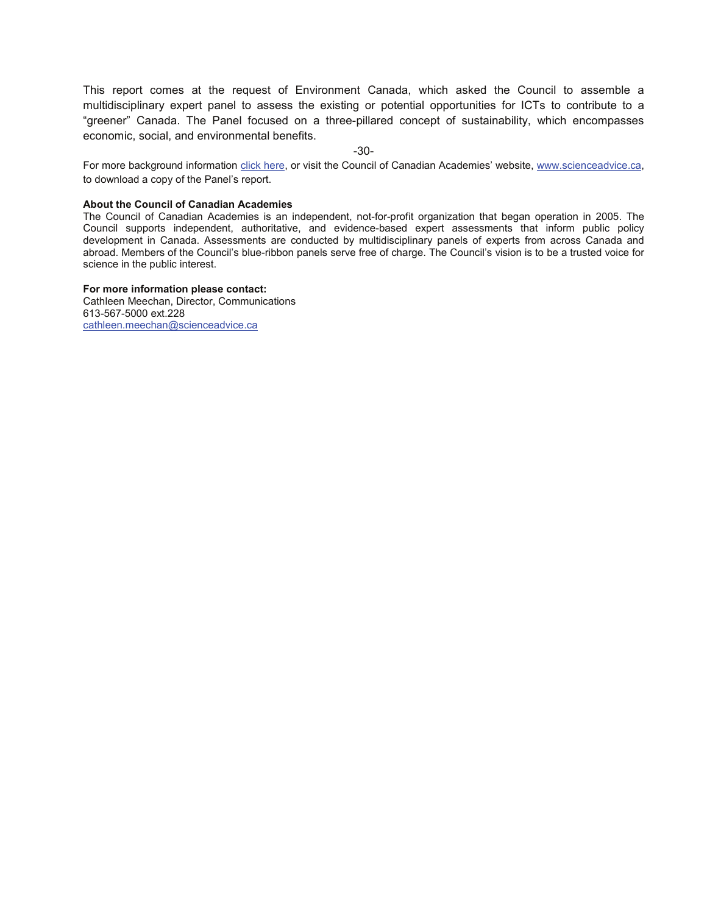This report comes at the request of Environment Canada, which asked the Council to assemble a multidisciplinary expert panel to assess the existing or potential opportunities for ICTs to contribute to a "greener" Canada. The Panel focused on a three-pillared concept of sustainability, which encompasses economic, social, and environmental benefits.

-30-

For more background information click here, or visit the Council of Canadian Academies' website, www.scienceadvice.ca, to download a copy of the Panel's report.

**About the Council of Canadian Academies**
The Council of Canadian Academies is an independent, not-for-profit organization that began operation in 2005. The Council supports independent, authoritative, and evidence-based expert assessments that inform public policy development in Canada. Assessments are conducted by multidisciplinary panels of experts from across Canada and abroad. Members of the Council's blue-ribbon panels serve free of charge. The Council's vision is to be a trusted voice for science in the public interest.

**For more information please contact:**
Cathleen Meechan, Director, Communications
613-567-5000 ext.228
cathleen.meechan@scienceadvice.ca